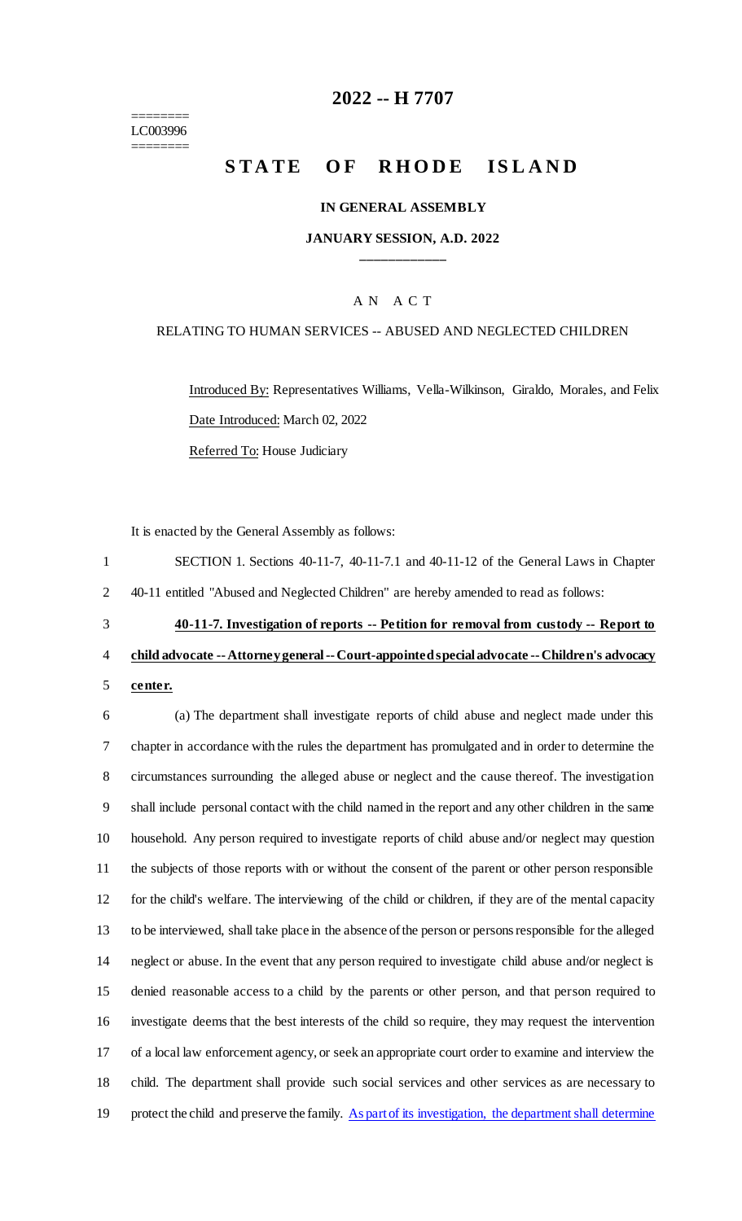========
LC003996
========

# 2022 -- H 7707

# STATE OF RHODE ISLAND

**IN GENERAL ASSEMBLY**

**JANUARY SESSION, A.D. 2022**

A N A C T

RELATING TO HUMAN SERVICES -- ABUSED AND NEGLECTED CHILDREN

Introduced By: Representatives Williams, Vella-Wilkinson, Giraldo, Morales, and Felix

Date Introduced: March 02, 2022

Referred To: House Judiciary

It is enacted by the General Assembly as follows:

1 SECTION 1. Sections 40-11-7, 40-11-7.1 and 40-11-12 of the General Laws in Chapter
2 40-11 entitled "Abused and Neglected Children" are hereby amended to read as follows:

3 **40-11-7. Investigation of reports -- Petition for removal from custody -- Report to**
4 **child advocate -- Attorney general -- Court-appointed special advocate -- Children's advocacy**
5 **center.**

6 (a) The department shall investigate reports of child abuse and neglect made under this
7 chapter in accordance with the rules the department has promulgated and in order to determine the
8 circumstances surrounding the alleged abuse or neglect and the cause thereof. The investigation
9 shall include personal contact with the child named in the report and any other children in the same
10 household. Any person required to investigate reports of child abuse and/or neglect may question
11 the subjects of those reports with or without the consent of the parent or other person responsible
12 for the child's welfare. The interviewing of the child or children, if they are of the mental capacity
13 to be interviewed, shall take place in the absence of the person or persons responsible for the alleged
14 neglect or abuse. In the event that any person required to investigate child abuse and/or neglect is
15 denied reasonable access to a child by the parents or other person, and that person required to
16 investigate deems that the best interests of the child so require, they may request the intervention
17 of a local law enforcement agency, or seek an appropriate court order to examine and interview the
18 child. The department shall provide such social services and other services as are necessary to
19 protect the child and preserve the family. As part of its investigation, the department shall determine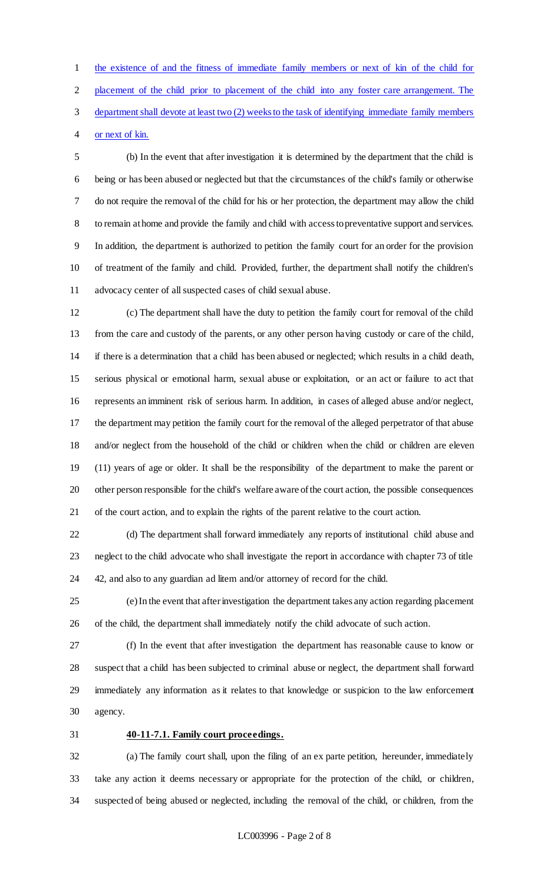the existence of and the fitness of immediate family members or next of kin of the child for placement of the child prior to placement of the child into any foster care arrangement. The department shall devote at least two (2) weeks to the task of identifying immediate family members or next of kin.

(b) In the event that after investigation it is determined by the department that the child is being or has been abused or neglected but that the circumstances of the child's family or otherwise do not require the removal of the child for his or her protection, the department may allow the child to remain at home and provide the family and child with access to preventative support and services. In addition, the department is authorized to petition the family court for an order for the provision of treatment of the family and child. Provided, further, the department shall notify the children's advocacy center of all suspected cases of child sexual abuse.

(c) The department shall have the duty to petition the family court for removal of the child from the care and custody of the parents, or any other person having custody or care of the child, if there is a determination that a child has been abused or neglected; which results in a child death, serious physical or emotional harm, sexual abuse or exploitation, or an act or failure to act that represents an imminent risk of serious harm. In addition, in cases of alleged abuse and/or neglect, the department may petition the family court for the removal of the alleged perpetrator of that abuse and/or neglect from the household of the child or children when the child or children are eleven (11) years of age or older. It shall be the responsibility of the department to make the parent or other person responsible for the child's welfare aware of the court action, the possible consequences of the court action, and to explain the rights of the parent relative to the court action.

(d) The department shall forward immediately any reports of institutional child abuse and neglect to the child advocate who shall investigate the report in accordance with chapter 73 of title 42, and also to any guardian ad litem and/or attorney of record for the child.

(e) In the event that after investigation the department takes any action regarding placement of the child, the department shall immediately notify the child advocate of such action.

(f) In the event that after investigation the department has reasonable cause to know or suspect that a child has been subjected to criminal abuse or neglect, the department shall forward immediately any information as it relates to that knowledge or suspicion to the law enforcement agency.

**40-11-7.1. Family court proceedings.**

(a) The family court shall, upon the filing of an ex parte petition, hereunder, immediately take any action it deems necessary or appropriate for the protection of the child, or children, suspected of being abused or neglected, including the removal of the child, or children, from the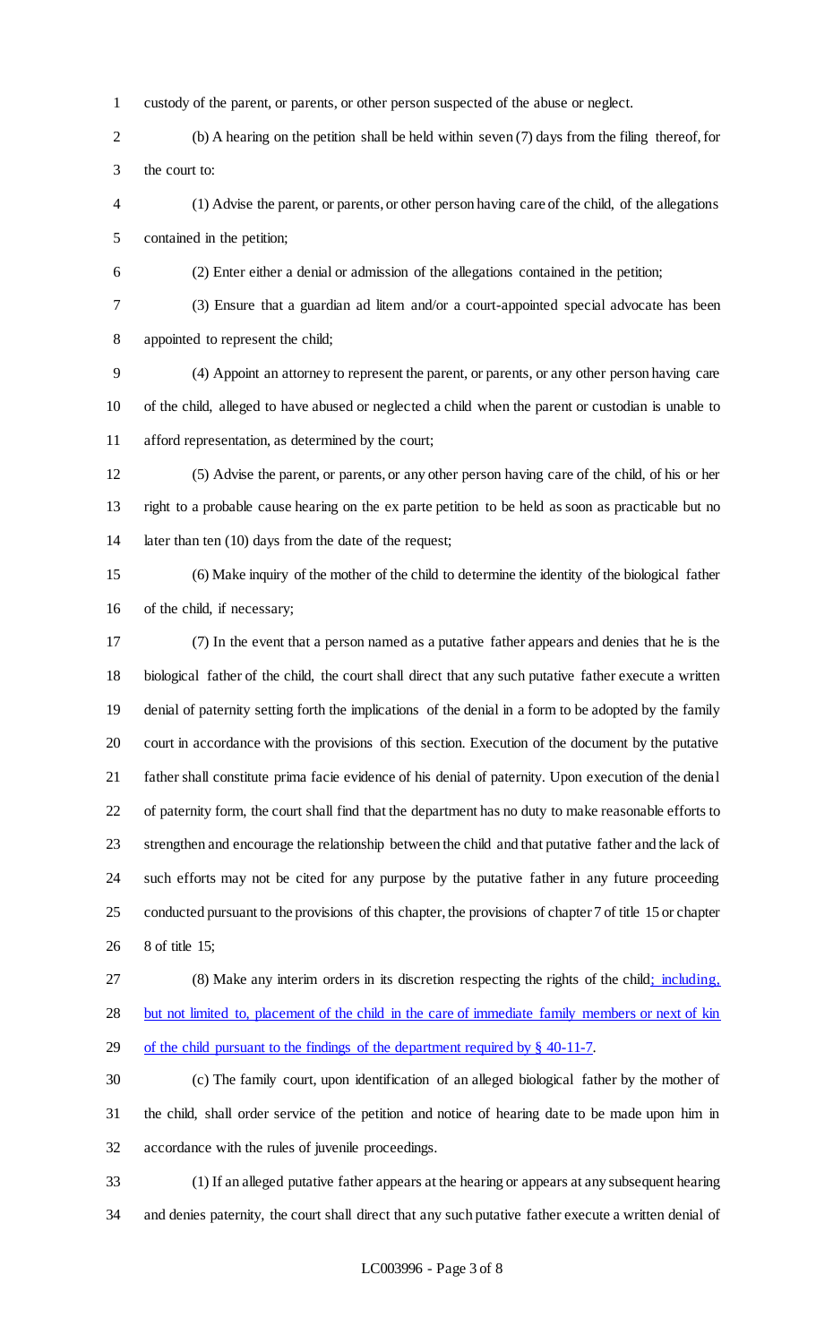custody of the parent, or parents, or other person suspected of the abuse or neglect.

(b) A hearing on the petition shall be held within seven (7) days from the filing thereof, for the court to:

(1) Advise the parent, or parents, or other person having care of the child, of the allegations contained in the petition;

(2) Enter either a denial or admission of the allegations contained in the petition;

(3) Ensure that a guardian ad litem and/or a court-appointed special advocate has been appointed to represent the child;

(4) Appoint an attorney to represent the parent, or parents, or any other person having care of the child, alleged to have abused or neglected a child when the parent or custodian is unable to afford representation, as determined by the court;

(5) Advise the parent, or parents, or any other person having care of the child, of his or her right to a probable cause hearing on the ex parte petition to be held as soon as practicable but no later than ten (10) days from the date of the request;

(6) Make inquiry of the mother of the child to determine the identity of the biological father of the child, if necessary;

(7) In the event that a person named as a putative father appears and denies that he is the biological father of the child, the court shall direct that any such putative father execute a written denial of paternity setting forth the implications of the denial in a form to be adopted by the family court in accordance with the provisions of this section. Execution of the document by the putative father shall constitute prima facie evidence of his denial of paternity. Upon execution of the denial of paternity form, the court shall find that the department has no duty to make reasonable efforts to strengthen and encourage the relationship between the child and that putative father and the lack of such efforts may not be cited for any purpose by the putative father in any future proceeding conducted pursuant to the provisions of this chapter, the provisions of chapter 7 of title 15 or chapter 8 of title 15;

(8) Make any interim orders in its discretion respecting the rights of the child; including, but not limited to, placement of the child in the care of immediate family members or next of kin of the child pursuant to the findings of the department required by § 40-11-7.

(c) The family court, upon identification of an alleged biological father by the mother of the child, shall order service of the petition and notice of hearing date to be made upon him in accordance with the rules of juvenile proceedings.

(1) If an alleged putative father appears at the hearing or appears at any subsequent hearing and denies paternity, the court shall direct that any such putative father execute a written denial of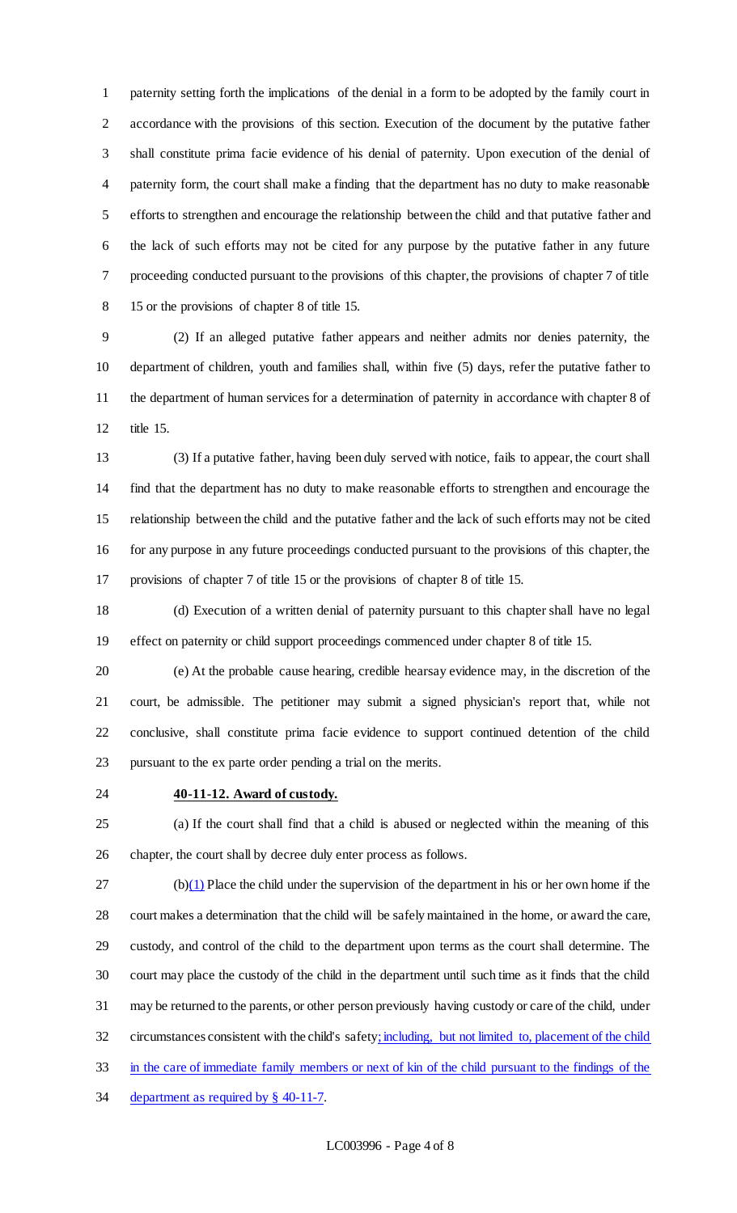paternity setting forth the implications of the denial in a form to be adopted by the family court in accordance with the provisions of this section. Execution of the document by the putative father shall constitute prima facie evidence of his denial of paternity. Upon execution of the denial of paternity form, the court shall make a finding that the department has no duty to make reasonable efforts to strengthen and encourage the relationship between the child and that putative father and the lack of such efforts may not be cited for any purpose by the putative father in any future proceeding conducted pursuant to the provisions of this chapter, the provisions of chapter 7 of title 15 or the provisions of chapter 8 of title 15.

(2) If an alleged putative father appears and neither admits nor denies paternity, the department of children, youth and families shall, within five (5) days, refer the putative father to the department of human services for a determination of paternity in accordance with chapter 8 of title 15.

(3) If a putative father, having been duly served with notice, fails to appear, the court shall find that the department has no duty to make reasonable efforts to strengthen and encourage the relationship between the child and the putative father and the lack of such efforts may not be cited for any purpose in any future proceedings conducted pursuant to the provisions of this chapter, the provisions of chapter 7 of title 15 or the provisions of chapter 8 of title 15.

(d) Execution of a written denial of paternity pursuant to this chapter shall have no legal effect on paternity or child support proceedings commenced under chapter 8 of title 15.

(e) At the probable cause hearing, credible hearsay evidence may, in the discretion of the court, be admissible. The petitioner may submit a signed physician's report that, while not conclusive, shall constitute prima facie evidence to support continued detention of the child pursuant to the ex parte order pending a trial on the merits.

**40-11-12. Award of custody.**

(a) If the court shall find that a child is abused or neglected within the meaning of this chapter, the court shall by decree duly enter process as follows.

(b)(1) Place the child under the supervision of the department in his or her own home if the court makes a determination that the child will be safely maintained in the home, or award the care, custody, and control of the child to the department upon terms as the court shall determine. The court may place the custody of the child in the department until such time as it finds that the child may be returned to the parents, or other person previously having custody or care of the child, under circumstances consistent with the child's safety; including, but not limited to, placement of the child in the care of immediate family members or next of kin of the child pursuant to the findings of the department as required by § 40-11-7.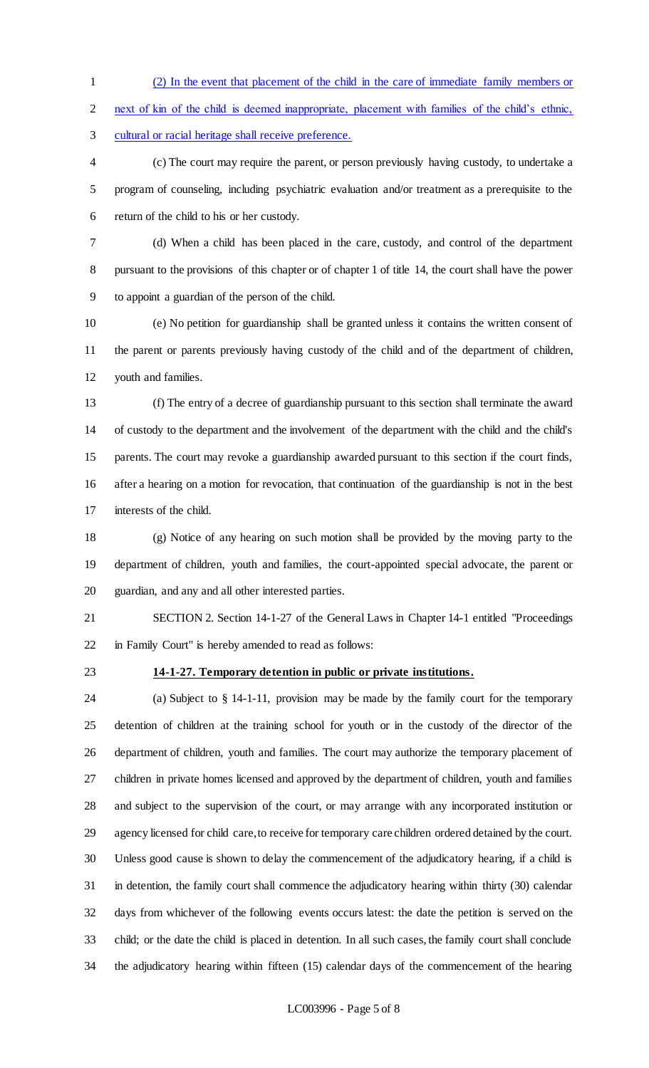(2) In the event that placement of the child in the care of immediate family members or next of kin of the child is deemed inappropriate, placement with families of the child's ethnic, cultural or racial heritage shall receive preference.

(c) The court may require the parent, or person previously having custody, to undertake a program of counseling, including psychiatric evaluation and/or treatment as a prerequisite to the return of the child to his or her custody.

(d) When a child has been placed in the care, custody, and control of the department pursuant to the provisions of this chapter or of chapter 1 of title 14, the court shall have the power to appoint a guardian of the person of the child.

(e) No petition for guardianship shall be granted unless it contains the written consent of the parent or parents previously having custody of the child and of the department of children, youth and families.

(f) The entry of a decree of guardianship pursuant to this section shall terminate the award of custody to the department and the involvement of the department with the child and the child's parents. The court may revoke a guardianship awarded pursuant to this section if the court finds, after a hearing on a motion for revocation, that continuation of the guardianship is not in the best interests of the child.

(g) Notice of any hearing on such motion shall be provided by the moving party to the department of children, youth and families, the court-appointed special advocate, the parent or guardian, and any and all other interested parties.

SECTION 2. Section 14-1-27 of the General Laws in Chapter 14-1 entitled "Proceedings in Family Court" is hereby amended to read as follows:

**14-1-27. Temporary detention in public or private institutions.**

(a) Subject to § 14-1-11, provision may be made by the family court for the temporary detention of children at the training school for youth or in the custody of the director of the department of children, youth and families. The court may authorize the temporary placement of children in private homes licensed and approved by the department of children, youth and families and subject to the supervision of the court, or may arrange with any incorporated institution or agency licensed for child care, to receive for temporary care children ordered detained by the court. Unless good cause is shown to delay the commencement of the adjudicatory hearing, if a child is in detention, the family court shall commence the adjudicatory hearing within thirty (30) calendar days from whichever of the following events occurs latest: the date the petition is served on the child; or the date the child is placed in detention. In all such cases, the family court shall conclude the adjudicatory hearing within fifteen (15) calendar days of the commencement of the hearing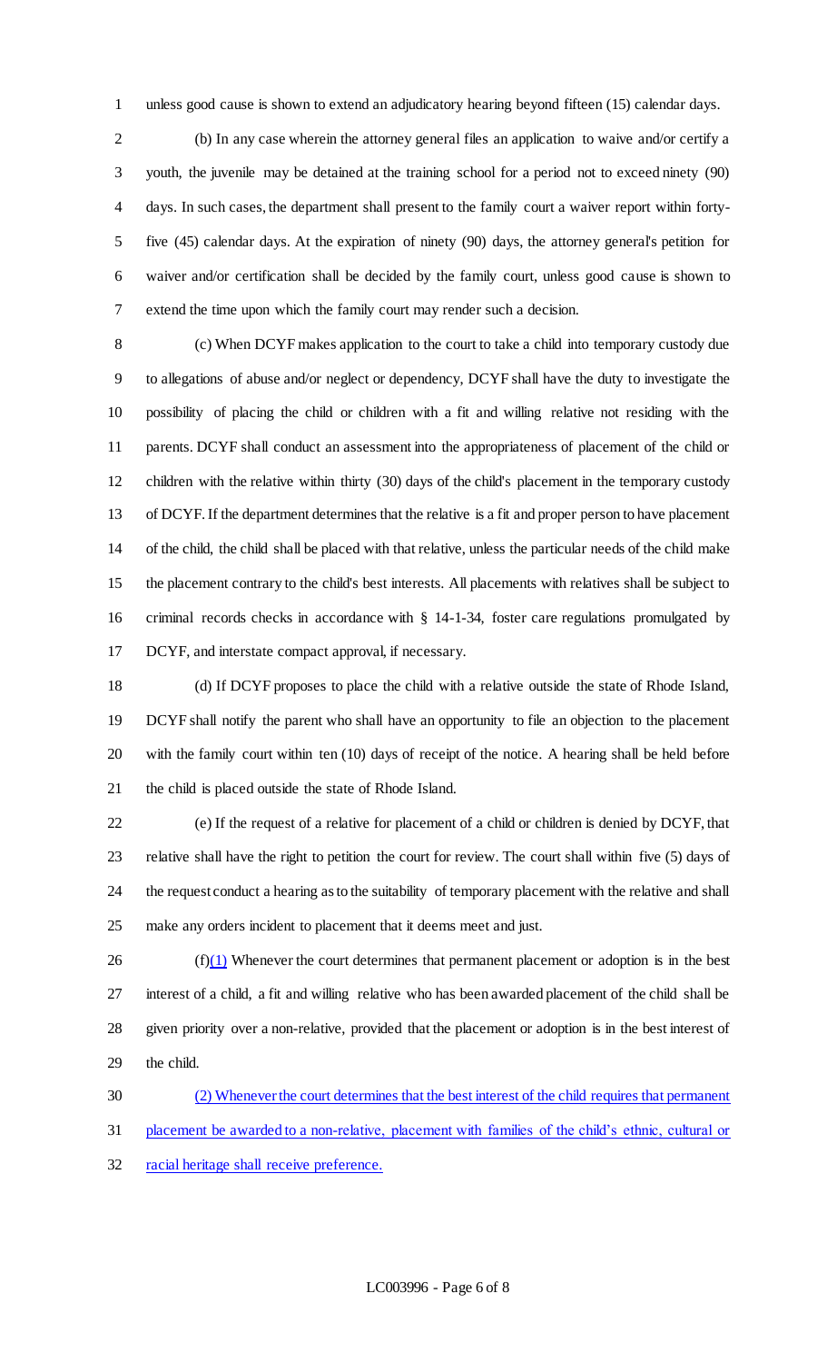unless good cause is shown to extend an adjudicatory hearing beyond fifteen (15) calendar days.

(b) In any case wherein the attorney general files an application to waive and/or certify a youth, the juvenile may be detained at the training school for a period not to exceed ninety (90) days. In such cases, the department shall present to the family court a waiver report within forty-five (45) calendar days. At the expiration of ninety (90) days, the attorney general's petition for waiver and/or certification shall be decided by the family court, unless good cause is shown to extend the time upon which the family court may render such a decision.

(c) When DCYF makes application to the court to take a child into temporary custody due to allegations of abuse and/or neglect or dependency, DCYF shall have the duty to investigate the possibility of placing the child or children with a fit and willing relative not residing with the parents. DCYF shall conduct an assessment into the appropriateness of placement of the child or children with the relative within thirty (30) days of the child's placement in the temporary custody of DCYF. If the department determines that the relative is a fit and proper person to have placement of the child, the child shall be placed with that relative, unless the particular needs of the child make the placement contrary to the child's best interests. All placements with relatives shall be subject to criminal records checks in accordance with § 14-1-34, foster care regulations promulgated by DCYF, and interstate compact approval, if necessary.

(d) If DCYF proposes to place the child with a relative outside the state of Rhode Island, DCYF shall notify the parent who shall have an opportunity to file an objection to the placement with the family court within ten (10) days of receipt of the notice. A hearing shall be held before the child is placed outside the state of Rhode Island.

(e) If the request of a relative for placement of a child or children is denied by DCYF, that relative shall have the right to petition the court for review. The court shall within five (5) days of the request conduct a hearing as to the suitability of temporary placement with the relative and shall make any orders incident to placement that it deems meet and just.

(f)(1) Whenever the court determines that permanent placement or adoption is in the best interest of a child, a fit and willing relative who has been awarded placement of the child shall be given priority over a non-relative, provided that the placement or adoption is in the best interest of the child.

(2) Whenever the court determines that the best interest of the child requires that permanent placement be awarded to a non-relative, placement with families of the child's ethnic, cultural or racial heritage shall receive preference.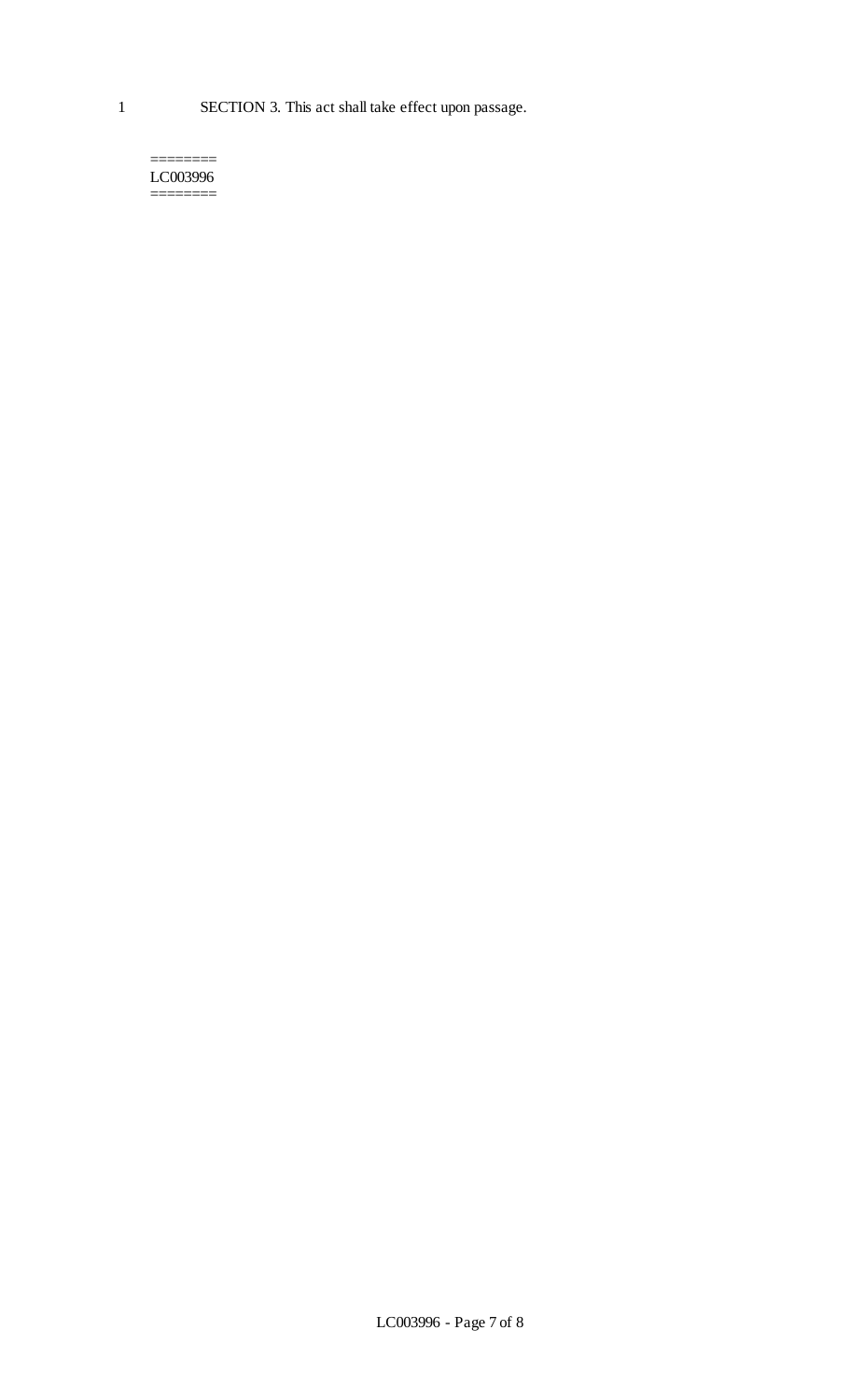SECTION 3. This act shall take effect upon passage.

========
LC003996
========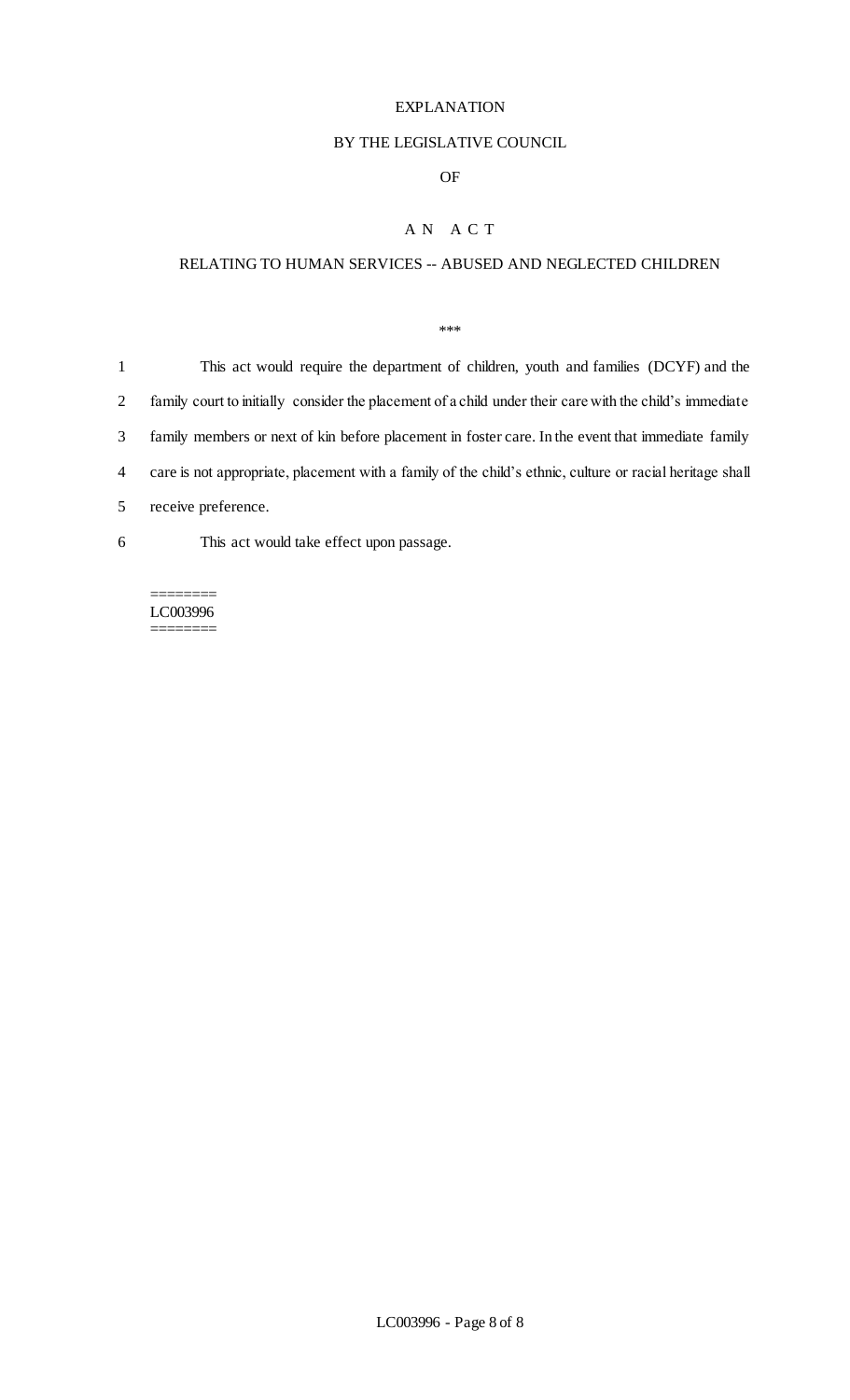EXPLANATION

BY THE LEGISLATIVE COUNCIL

OF

# A N A C T

RELATING TO HUMAN SERVICES -- ABUSED AND NEGLECTED CHILDREN

\*\*\*

1 This act would require the department of children, youth and families (DCYF) and the
2 family court to initially consider the placement of a child under their care with the child's immediate
3 family members or next of kin before placement in foster care. In the event that immediate family
4 care is not appropriate, placement with a family of the child's ethnic, culture or racial heritage shall
5 receive preference.

6 This act would take effect upon passage.

========
LC003996
========